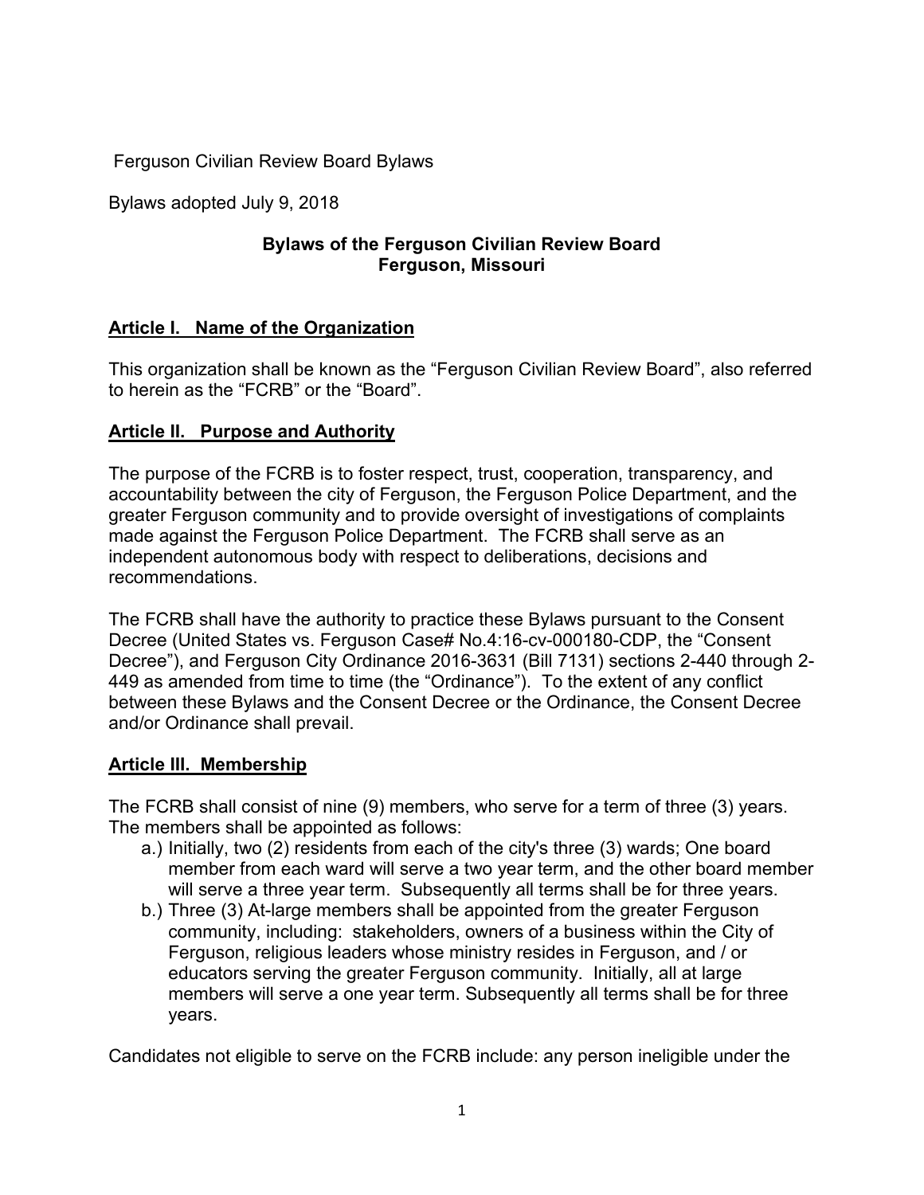Ferguson Civilian Review Board Bylaws

Bylaws adopted July 9, 2018

# Bylaws of the Ferguson Civilian Review Board
# Ferguson, Missouri

## Article I. Name of the Organization

This organization shall be known as the "Ferguson Civilian Review Board", also referred to herein as the "FCRB" or the "Board".

## Article II. Purpose and Authority

The purpose of the FCRB is to foster respect, trust, cooperation, transparency, and accountability between the city of Ferguson, the Ferguson Police Department, and the greater Ferguson community and to provide oversight of investigations of complaints made against the Ferguson Police Department. The FCRB shall serve as an independent autonomous body with respect to deliberations, decisions and recommendations.

The FCRB shall have the authority to practice these Bylaws pursuant to the Consent Decree (United States vs. Ferguson Case# No.4:16-cv-000180-CDP, the "Consent Decree"), and Ferguson City Ordinance 2016-3631 (Bill 7131) sections 2-440 through 2-449 as amended from time to time (the "Ordinance"). To the extent of any conflict between these Bylaws and the Consent Decree or the Ordinance, the Consent Decree and/or Ordinance shall prevail.

## Article III. Membership

The FCRB shall consist of nine (9) members, who serve for a term of three (3) years. The members shall be appointed as follows:

a.) Initially, two (2) residents from each of the city's three (3) wards; One board member from each ward will serve a two year term, and the other board member will serve a three year term. Subsequently all terms shall be for three years.

b.) Three (3) At-large members shall be appointed from the greater Ferguson community, including: stakeholders, owners of a business within the City of Ferguson, religious leaders whose ministry resides in Ferguson, and / or educators serving the greater Ferguson community. Initially, all at large members will serve a one year term. Subsequently all terms shall be for three years.

Candidates not eligible to serve on the FCRB include: any person ineligible under the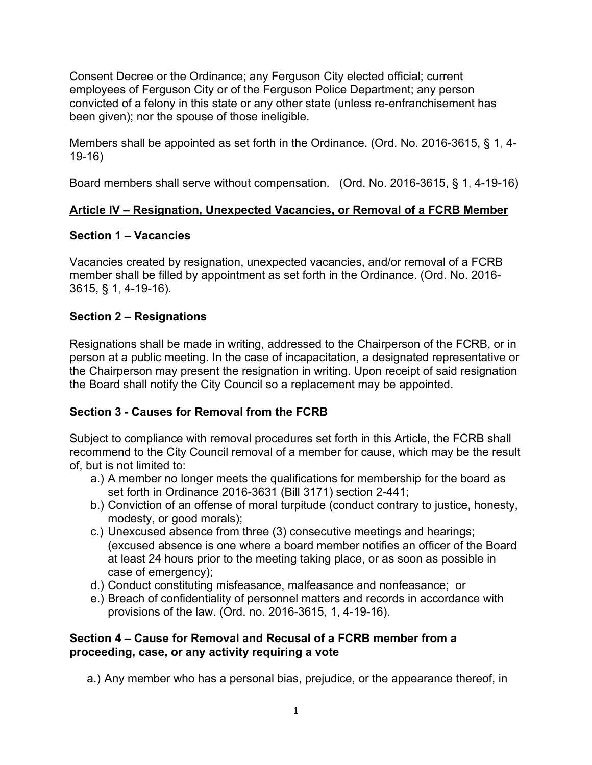Consent Decree or the Ordinance; any Ferguson City elected official; current employees of Ferguson City or of the Ferguson Police Department; any person convicted of a felony in this state or any other state (unless re-enfranchisement has been given); nor the spouse of those ineligible.

Members shall be appointed as set forth in the Ordinance. (Ord. No. 2016-3615, § 1, 4-19-16)

Board members shall serve without compensation. (Ord. No. 2016-3615, § 1, 4-19-16)

## **<u>Article IV – Resignation, Unexpected Vacancies, or Removal of a FCRB Member</u>**

### Section 1 – Vacancies

Vacancies created by resignation, unexpected vacancies, and/or removal of a FCRB member shall be filled by appointment as set forth in the Ordinance. (Ord. No. 2016-3615, § 1, 4-19-16).

### Section 2 – Resignations

Resignations shall be made in writing, addressed to the Chairperson of the FCRB, or in person at a public meeting. In the case of incapacitation, a designated representative or the Chairperson may present the resignation in writing. Upon receipt of said resignation the Board shall notify the City Council so a replacement may be appointed.

### Section 3 - Causes for Removal from the FCRB

Subject to compliance with removal procedures set forth in this Article, the FCRB shall recommend to the City Council removal of a member for cause, which may be the result of, but is not limited to:

a.) A member no longer meets the qualifications for membership for the board as set forth in Ordinance 2016-3631 (Bill 3171) section 2-441;

b.) Conviction of an offense of moral turpitude (conduct contrary to justice, honesty, modesty, or good morals);

c.) Unexcused absence from three (3) consecutive meetings and hearings; (excused absence is one where a board member notifies an officer of the Board at least 24 hours prior to the meeting taking place, or as soon as possible in case of emergency);

d.) Conduct constituting misfeasance, malfeasance and nonfeasance; or

e.) Breach of confidentiality of personnel matters and records in accordance with provisions of the law. (Ord. no. 2016-3615, 1, 4-19-16).

### Section 4 – Cause for Removal and Recusal of a FCRB member from a proceeding, case, or any activity requiring a vote

a.) Any member who has a personal bias, prejudice, or the appearance thereof, in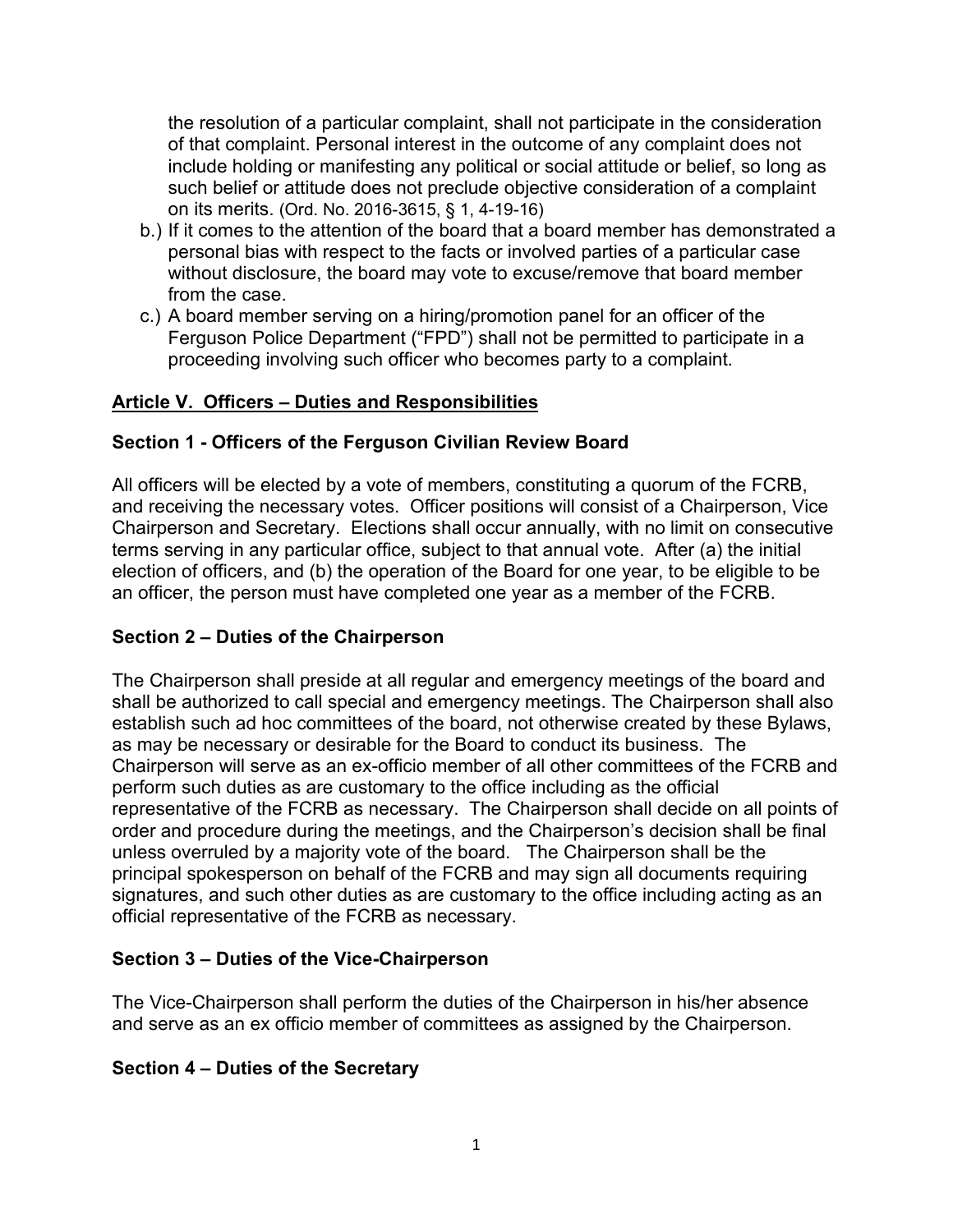the resolution of a particular complaint, shall not participate in the consideration of that complaint. Personal interest in the outcome of any complaint does not include holding or manifesting any political or social attitude or belief, so long as such belief or attitude does not preclude objective consideration of a complaint on its merits. (Ord. No. 2016-3615, § 1, 4-19-16)

b.) If it comes to the attention of the board that a board member has demonstrated a personal bias with respect to the facts or involved parties of a particular case without disclosure, the board may vote to excuse/remove that board member from the case.

c.) A board member serving on a hiring/promotion panel for an officer of the Ferguson Police Department ("FPD") shall not be permitted to participate in a proceeding involving such officer who becomes party to a complaint.

## Article V. Officers – Duties and Responsibilities

### Section 1 - Officers of the Ferguson Civilian Review Board

All officers will be elected by a vote of members, constituting a quorum of the FCRB, and receiving the necessary votes. Officer positions will consist of a Chairperson, Vice Chairperson and Secretary. Elections shall occur annually, with no limit on consecutive terms serving in any particular office, subject to that annual vote. After (a) the initial election of officers, and (b) the operation of the Board for one year, to be eligible to be an officer, the person must have completed one year as a member of the FCRB.

### Section 2 – Duties of the Chairperson

The Chairperson shall preside at all regular and emergency meetings of the board and shall be authorized to call special and emergency meetings. The Chairperson shall also establish such ad hoc committees of the board, not otherwise created by these Bylaws, as may be necessary or desirable for the Board to conduct its business. The Chairperson will serve as an ex-officio member of all other committees of the FCRB and perform such duties as are customary to the office including as the official representative of the FCRB as necessary. The Chairperson shall decide on all points of order and procedure during the meetings, and the Chairperson's decision shall be final unless overruled by a majority vote of the board. The Chairperson shall be the principal spokesperson on behalf of the FCRB and may sign all documents requiring signatures, and such other duties as are customary to the office including acting as an official representative of the FCRB as necessary.

### Section 3 – Duties of the Vice-Chairperson

The Vice-Chairperson shall perform the duties of the Chairperson in his/her absence and serve as an ex officio member of committees as assigned by the Chairperson.

### Section 4 – Duties of the Secretary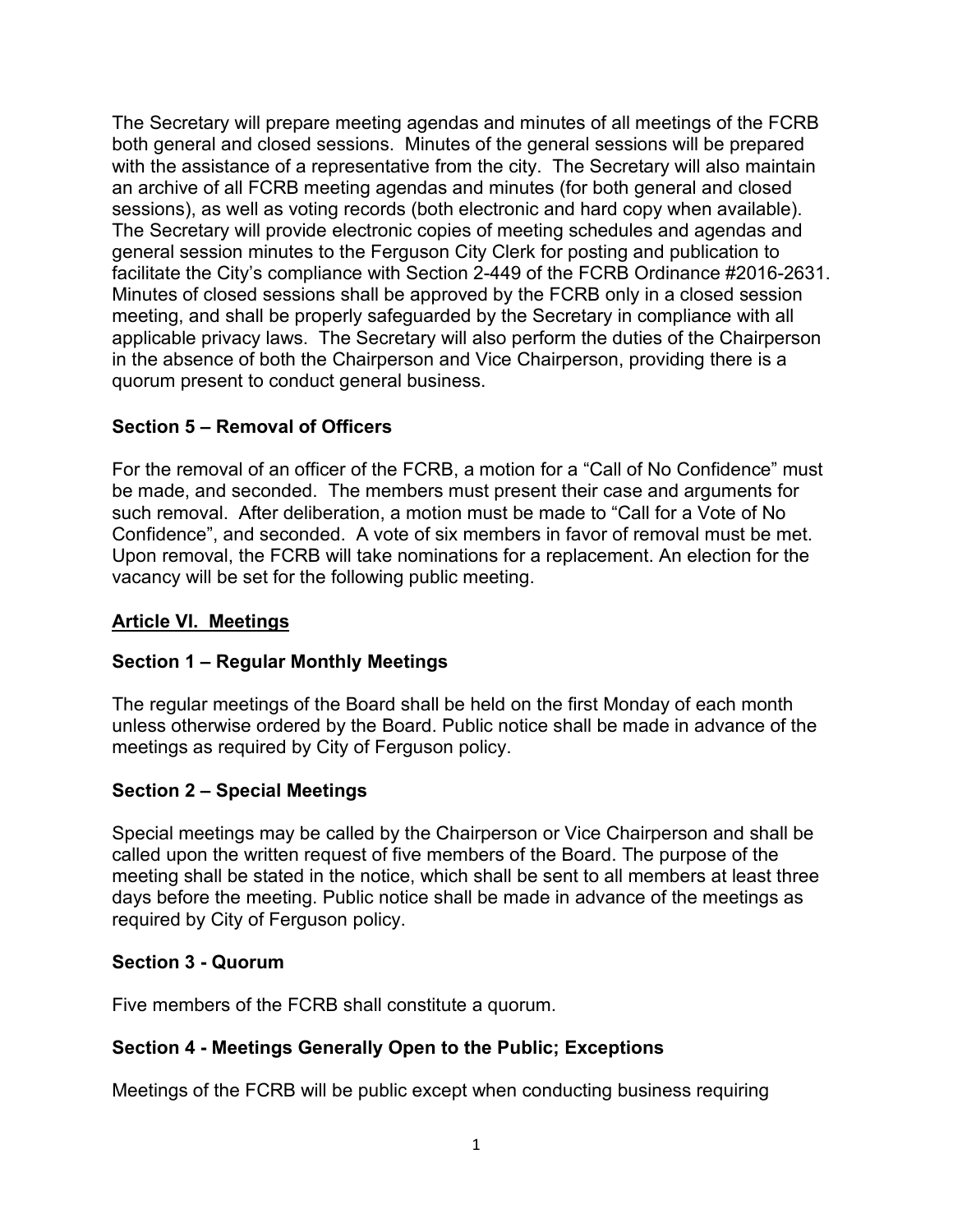The Secretary will prepare meeting agendas and minutes of all meetings of the FCRB both general and closed sessions. Minutes of the general sessions will be prepared with the assistance of a representative from the city. The Secretary will also maintain an archive of all FCRB meeting agendas and minutes (for both general and closed sessions), as well as voting records (both electronic and hard copy when available). The Secretary will provide electronic copies of meeting schedules and agendas and general session minutes to the Ferguson City Clerk for posting and publication to facilitate the City's compliance with Section 2-449 of the FCRB Ordinance #2016-2631. Minutes of closed sessions shall be approved by the FCRB only in a closed session meeting, and shall be properly safeguarded by the Secretary in compliance with all applicable privacy laws. The Secretary will also perform the duties of the Chairperson in the absence of both the Chairperson and Vice Chairperson, providing there is a quorum present to conduct general business.

### Section 5 – Removal of Officers

For the removal of an officer of the FCRB, a motion for a "Call of No Confidence" must be made, and seconded. The members must present their case and arguments for such removal. After deliberation, a motion must be made to "Call for a Vote of No Confidence", and seconded. A vote of six members in favor of removal must be met. Upon removal, the FCRB will take nominations for a replacement. An election for the vacancy will be set for the following public meeting.

## Article VI. Meetings

### Section 1 – Regular Monthly Meetings

The regular meetings of the Board shall be held on the first Monday of each month unless otherwise ordered by the Board. Public notice shall be made in advance of the meetings as required by City of Ferguson policy.

### Section 2 – Special Meetings

Special meetings may be called by the Chairperson or Vice Chairperson and shall be called upon the written request of five members of the Board. The purpose of the meeting shall be stated in the notice, which shall be sent to all members at least three days before the meeting. Public notice shall be made in advance of the meetings as required by City of Ferguson policy.

### Section 3 - Quorum

Five members of the FCRB shall constitute a quorum.

### Section 4 - Meetings Generally Open to the Public; Exceptions

Meetings of the FCRB will be public except when conducting business requiring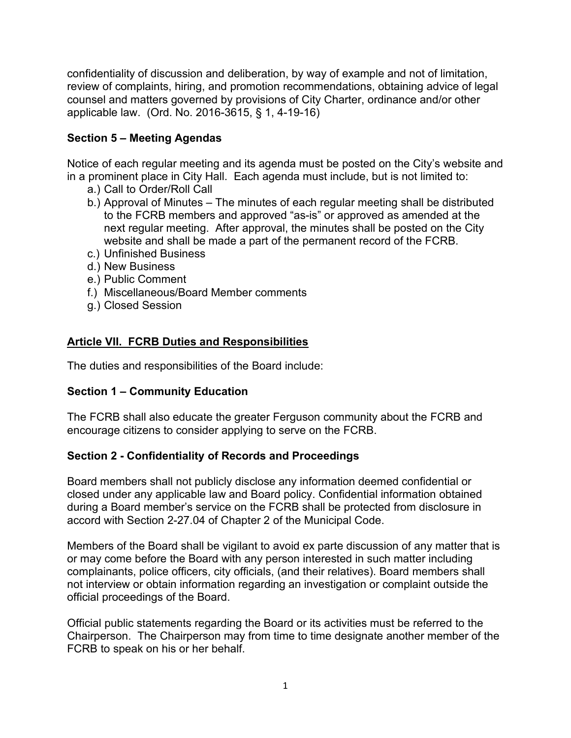confidentiality of discussion and deliberation, by way of example and not of limitation, review of complaints, hiring, and promotion recommendations, obtaining advice of legal counsel and matters governed by provisions of City Charter, ordinance and/or other applicable law. (Ord. No. 2016-3615, § 1, 4-19-16)

### Section 5 – Meeting Agendas

Notice of each regular meeting and its agenda must be posted on the City's website and in a prominent place in City Hall. Each agenda must include, but is not limited to:

a.) Call to Order/Roll Call

b.) Approval of Minutes – The minutes of each regular meeting shall be distributed to the FCRB members and approved "as-is" or approved as amended at the next regular meeting. After approval, the minutes shall be posted on the City website and shall be made a part of the permanent record of the FCRB.

c.) Unfinished Business

d.) New Business

e.) Public Comment

f.) Miscellaneous/Board Member comments

g.) Closed Session

## Article VII. FCRB Duties and Responsibilities

The duties and responsibilities of the Board include:

### Section 1 – Community Education

The FCRB shall also educate the greater Ferguson community about the FCRB and encourage citizens to consider applying to serve on the FCRB.

### Section 2 - Confidentiality of Records and Proceedings

Board members shall not publicly disclose any information deemed confidential or closed under any applicable law and Board policy. Confidential information obtained during a Board member's service on the FCRB shall be protected from disclosure in accord with Section 2-27.04 of Chapter 2 of the Municipal Code.

Members of the Board shall be vigilant to avoid ex parte discussion of any matter that is or may come before the Board with any person interested in such matter including complainants, police officers, city officials, (and their relatives). Board members shall not interview or obtain information regarding an investigation or complaint outside the official proceedings of the Board.

Official public statements regarding the Board or its activities must be referred to the Chairperson. The Chairperson may from time to time designate another member of the FCRB to speak on his or her behalf.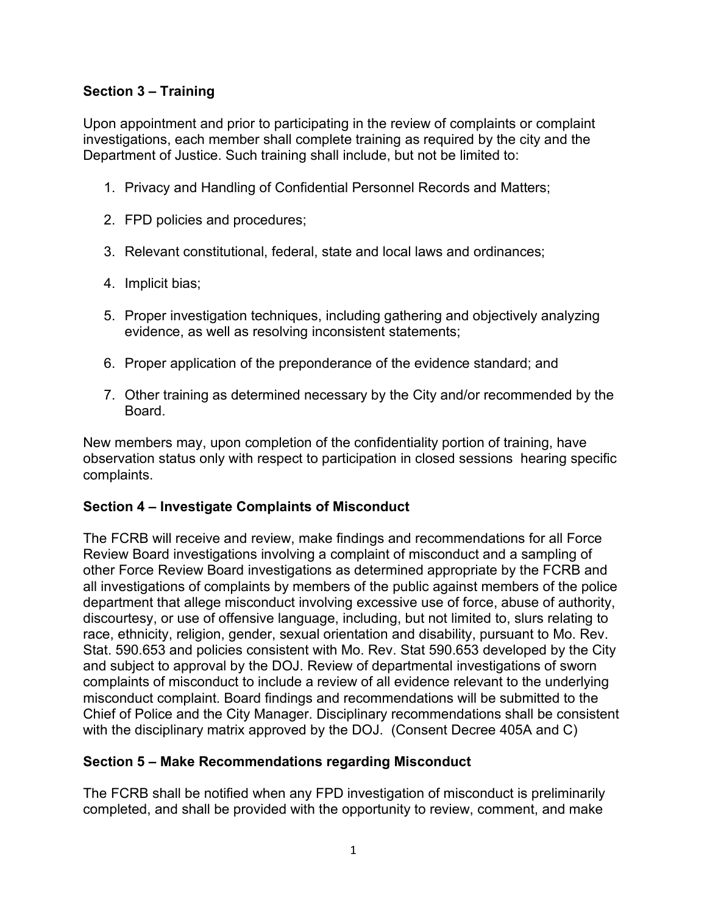## Section 3 – Training

Upon appointment and prior to participating in the review of complaints or complaint investigations, each member shall complete training as required by the city and the Department of Justice. Such training shall include, but not be limited to:

1. Privacy and Handling of Confidential Personnel Records and Matters;
2. FPD policies and procedures;
3. Relevant constitutional, federal, state and local laws and ordinances;
4. Implicit bias;
5. Proper investigation techniques, including gathering and objectively analyzing evidence, as well as resolving inconsistent statements;
6. Proper application of the preponderance of the evidence standard; and
7. Other training as determined necessary by the City and/or recommended by the Board.

New members may, upon completion of the confidentiality portion of training, have observation status only with respect to participation in closed sessions hearing specific complaints.

## Section 4 – Investigate Complaints of Misconduct

The FCRB will receive and review, make findings and recommendations for all Force Review Board investigations involving a complaint of misconduct and a sampling of other Force Review Board investigations as determined appropriate by the FCRB and all investigations of complaints by members of the public against members of the police department that allege misconduct involving excessive use of force, abuse of authority, discourtesy, or use of offensive language, including, but not limited to, slurs relating to race, ethnicity, religion, gender, sexual orientation and disability, pursuant to Mo. Rev. Stat. 590.653 and policies consistent with Mo. Rev. Stat 590.653 developed by the City and subject to approval by the DOJ. Review of departmental investigations of sworn complaints of misconduct to include a review of all evidence relevant to the underlying misconduct complaint. Board findings and recommendations will be submitted to the Chief of Police and the City Manager. Disciplinary recommendations shall be consistent with the disciplinary matrix approved by the DOJ. (Consent Decree 405A and C)

## Section 5 – Make Recommendations regarding Misconduct

The FCRB shall be notified when any FPD investigation of misconduct is preliminarily completed, and shall be provided with the opportunity to review, comment, and make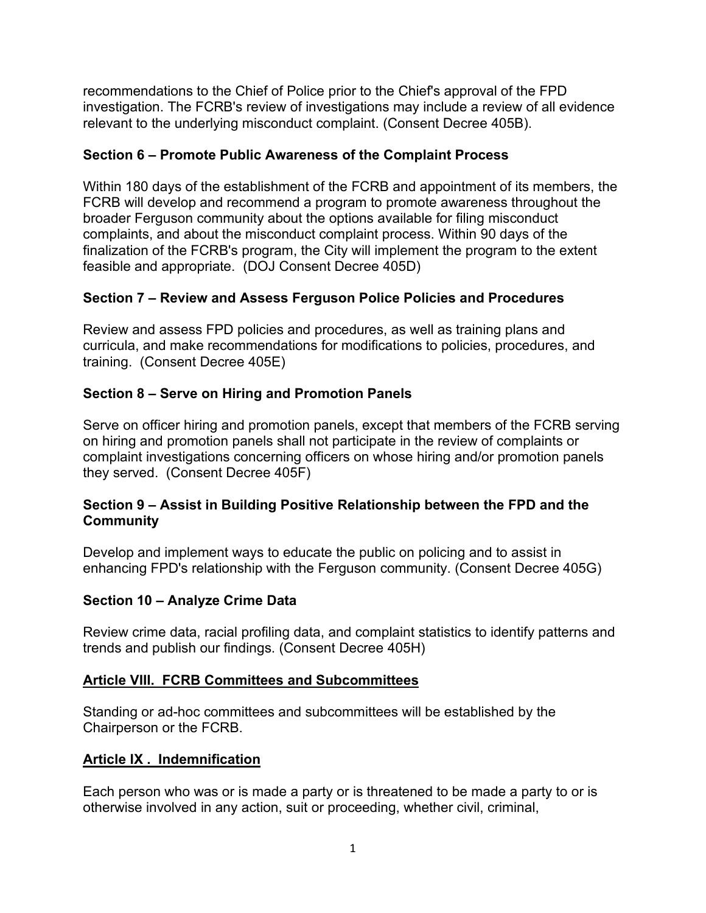recommendations to the Chief of Police prior to the Chief's approval of the FPD investigation. The FCRB's review of investigations may include a review of all evidence relevant to the underlying misconduct complaint. (Consent Decree 405B).

### Section 6 – Promote Public Awareness of the Complaint Process

Within 180 days of the establishment of the FCRB and appointment of its members, the FCRB will develop and recommend a program to promote awareness throughout the broader Ferguson community about the options available for filing misconduct complaints, and about the misconduct complaint process. Within 90 days of the finalization of the FCRB's program, the City will implement the program to the extent feasible and appropriate. (DOJ Consent Decree 405D)

### Section 7 – Review and Assess Ferguson Police Policies and Procedures

Review and assess FPD policies and procedures, as well as training plans and curricula, and make recommendations for modifications to policies, procedures, and training. (Consent Decree 405E)

### Section 8 – Serve on Hiring and Promotion Panels

Serve on officer hiring and promotion panels, except that members of the FCRB serving on hiring and promotion panels shall not participate in the review of complaints or complaint investigations concerning officers on whose hiring and/or promotion panels they served. (Consent Decree 405F)

### Section 9 – Assist in Building Positive Relationship between the FPD and the Community

Develop and implement ways to educate the public on policing and to assist in enhancing FPD's relationship with the Ferguson community. (Consent Decree 405G)

### Section 10 – Analyze Crime Data

Review crime data, racial profiling data, and complaint statistics to identify patterns and trends and publish our findings. (Consent Decree 405H)

## Article VIII. FCRB Committees and Subcommittees

Standing or ad-hoc committees and subcommittees will be established by the Chairperson or the FCRB.

## Article IX . Indemnification

Each person who was or is made a party or is threatened to be made a party to or is otherwise involved in any action, suit or proceeding, whether civil, criminal,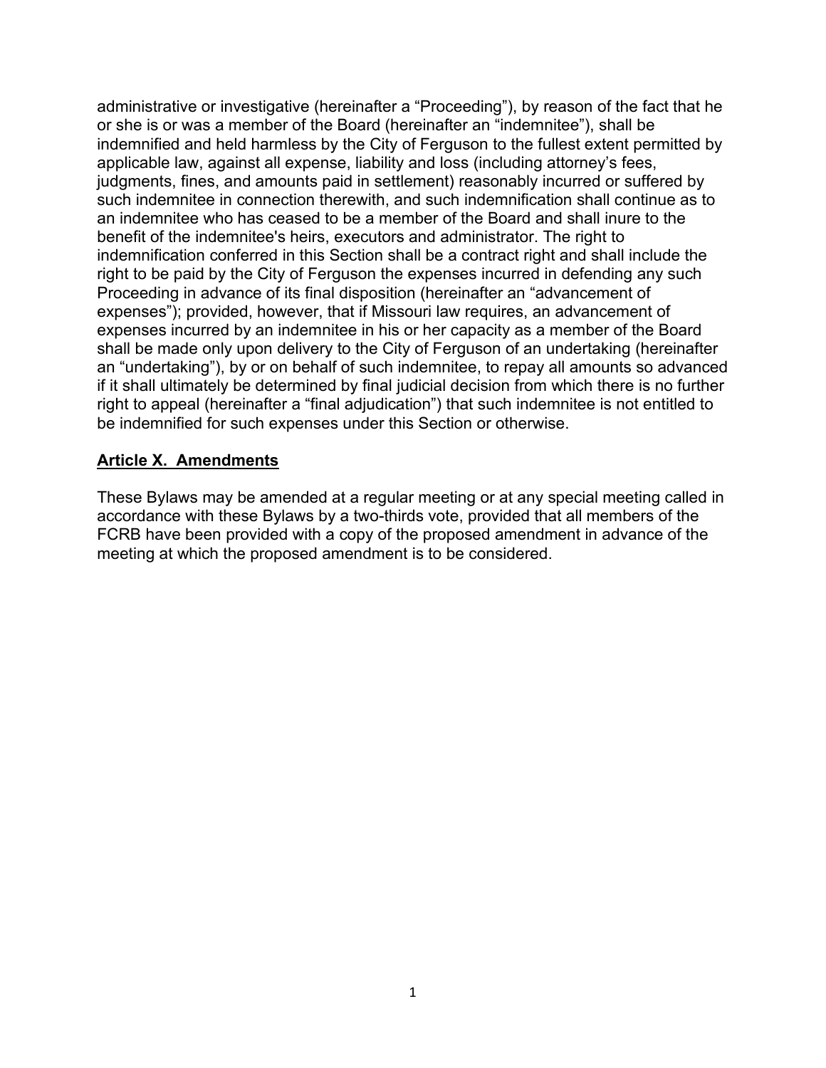administrative or investigative (hereinafter a "Proceeding"), by reason of the fact that he or she is or was a member of the Board (hereinafter an "indemnitee"), shall be indemnified and held harmless by the City of Ferguson to the fullest extent permitted by applicable law, against all expense, liability and loss (including attorney's fees, judgments, fines, and amounts paid in settlement) reasonably incurred or suffered by such indemnitee in connection therewith, and such indemnification shall continue as to an indemnitee who has ceased to be a member of the Board and shall inure to the benefit of the indemnitee's heirs, executors and administrator. The right to indemnification conferred in this Section shall be a contract right and shall include the right to be paid by the City of Ferguson the expenses incurred in defending any such Proceeding in advance of its final disposition (hereinafter an "advancement of expenses"); provided, however, that if Missouri law requires, an advancement of expenses incurred by an indemnitee in his or her capacity as a member of the Board shall be made only upon delivery to the City of Ferguson of an undertaking (hereinafter an "undertaking"), by or on behalf of such indemnitee, to repay all amounts so advanced if it shall ultimately be determined by final judicial decision from which there is no further right to appeal (hereinafter a "final adjudication") that such indemnitee is not entitled to be indemnified for such expenses under this Section or otherwise.

## **Article X. Amendments**

These Bylaws may be amended at a regular meeting or at any special meeting called in accordance with these Bylaws by a two-thirds vote, provided that all members of the FCRB have been provided with a copy of the proposed amendment in advance of the meeting at which the proposed amendment is to be considered.